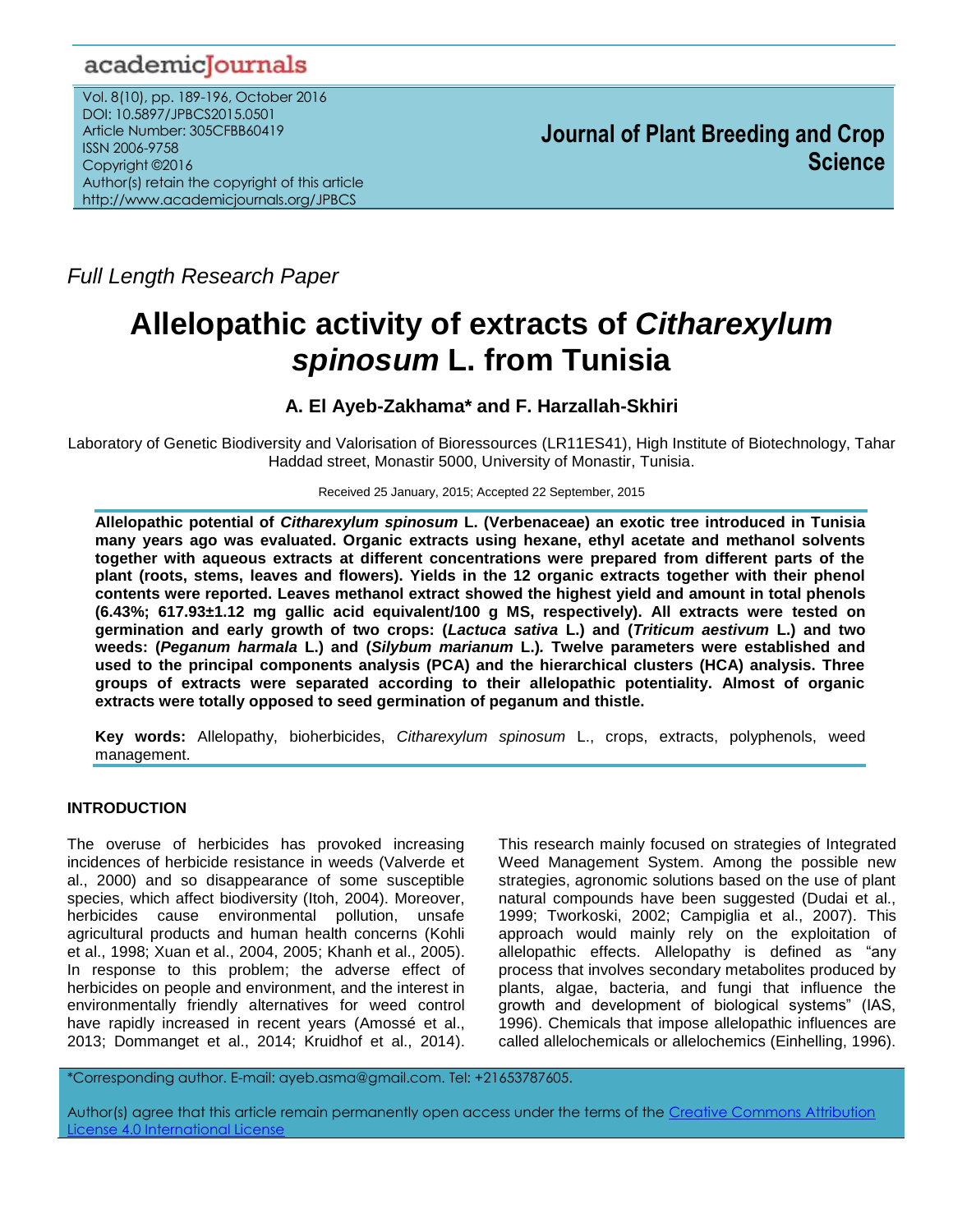*Full Length Research Paper*

# Allelopathic activity of extracts of *Citharexylum spinosum* L. from Tunisia

**A. El Ayeb-Zakhama\* and F. Harzallah-Skhiri**

Laboratory of Genetic Biodiversity and Valorisation of Bioressources (LR11ES41), High Institute of Biotechnology, Tahar Haddad street, Monastir 5000, University of Monastir, Tunisia.

Received 25 January, 2015; Accepted 22 September, 2015

**Allelopathic potential of *Citharexylum spinosum* L. (Verbenaceae) an exotic tree introduced in Tunisia many years ago was evaluated. Organic extracts using hexane, ethyl acetate and methanol solvents together with aqueous extracts at different concentrations were prepared from different parts of the plant (roots, stems, leaves and flowers). Yields in the 12 organic extracts together with their phenol contents were reported. Leaves methanol extract showed the highest yield and amount in total phenols (6.43%; 617.93±1.12 mg gallic acid equivalent/100 g MS, respectively). All extracts were tested on germination and early growth of two crops: (*Lactuca sativa* L.) and (*Triticum aestivum* L.) and two weeds: (*Peganum harmala* L.) and (*Silybum marianum* L.). Twelve parameters were established and used to the principal components analysis (PCA) and the hierarchical clusters (HCA) analysis. Three groups of extracts were separated according to their allelopathic potentiality. Almost of organic extracts were totally opposed to seed germination of peganum and thistle.**

**Key words:** Allelopathy, bioherbicides, *Citharexylum spinosum* L., crops, extracts, polyphenols, weed management.

## INTRODUCTION

The overuse of herbicides has provoked increasing incidences of herbicide resistance in weeds (Valverde et al., 2000) and so disappearance of some susceptible species, which affect biodiversity (Itoh, 2004). Moreover, herbicides cause environmental pollution, unsafe agricultural products and human health concerns (Kohli et al., 1998; Xuan et al., 2004, 2005; Khanh et al., 2005). In response to this problem; the adverse effect of herbicides on people and environment, and the interest in environmentally friendly alternatives for weed control have rapidly increased in recent years (Amossé et al., 2013; Dommanget et al., 2014; Kruidhof et al., 2014). This research mainly focused on strategies of Integrated Weed Management System. Among the possible new strategies, agronomic solutions based on the use of plant natural compounds have been suggested (Dudai et al., 1999; Tworkoski, 2002; Campiglia et al., 2007). This approach would mainly rely on the exploitation of allelopathic effects. Allelopathy is defined as "any process that involves secondary metabolites produced by plants, algae, bacteria, and fungi that influence the growth and development of biological systems" (IAS, 1996). Chemicals that impose allelopathic influences are called allelochemicals or allelochemics (Einhelling, 1996).

\*Corresponding author. E-mail: ayeb.asma@gmail.com. Tel: +21653787605.

Author(s) agree that this article remain permanently open access under the terms of the Creative Commons Attribution License 4.0 International License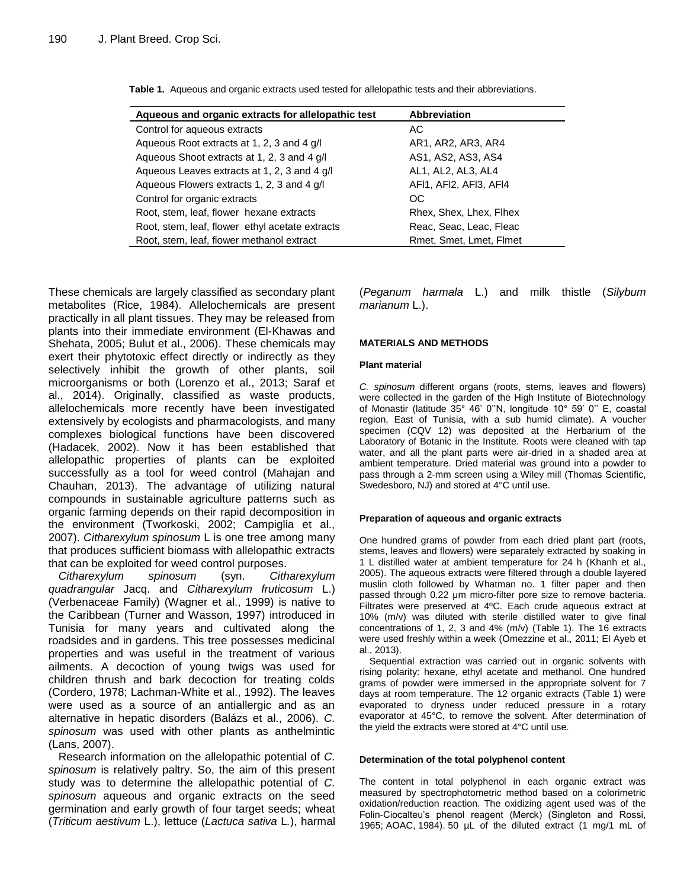**Table 1.** Aqueous and organic extracts used tested for allelopathic tests and their abbreviations.

| Aqueous and organic extracts for allelopathic test | Abbreviation |
|---|---|
| Control for aqueous extracts | AC |
| Aqueous Root extracts at 1, 2, 3 and 4 g/l | AR1, AR2, AR3, AR4 |
| Aqueous Shoot extracts at 1, 2, 3 and 4 g/l | AS1, AS2, AS3, AS4 |
| Aqueous Leaves extracts at 1, 2, 3 and 4 g/l | AL1, AL2, AL3, AL4 |
| Aqueous Flowers extracts 1, 2, 3 and 4 g/l | AFl1, AFl2, AFl3, AFl4 |
| Control for organic extracts | OC |
| Root, stem, leaf, flower hexane extracts | Rhex, Shex, Lhex, Flhex |
| Root, stem, leaf, flower ethyl acetate extracts | Reac, Seac, Leac, Fleac |
| Root, stem, leaf, flower methanol extract | Rmet, Smet, Lmet, Flmet |

These chemicals are largely classified as secondary plant metabolites (Rice, 1984). Allelochemicals are present practically in all plant tissues. They may be released from plants into their immediate environment (El-Khawas and Shehata, 2005; Bulut et al., 2006). These chemicals may exert their phytotoxic effect directly or indirectly as they selectively inhibit the growth of other plants, soil microorganisms or both (Lorenzo et al., 2013; Saraf et al., 2014). Originally, classified as waste products, allelochemicals more recently have been investigated extensively by ecologists and pharmacologists, and many complexes biological functions have been discovered (Hadacek, 2002). Now it has been established that allelopathic properties of plants can be exploited successfully as a tool for weed control (Mahajan and Chauhan, 2013). The advantage of utilizing natural compounds in sustainable agriculture patterns such as organic farming depends on their rapid decomposition in the environment (Tworkoski, 2002; Campiglia et al., 2007). *Citharexylum spinosum* L is one tree among many that produces sufficient biomass with allelopathic extracts that can be exploited for weed control purposes.

*Citharexylum spinosum* (syn. *Citharexylum quadrangular* Jacq. and *Citharexylum fruticosum* L.) (Verbenaceae Family) (Wagner et al., 1999) is native to the Caribbean (Turner and Wasson, 1997) introduced in Tunisia for many years and cultivated along the roadsides and in gardens. This tree possesses medicinal properties and was useful in the treatment of various ailments. A decoction of young twigs was used for children thrush and bark decoction for treating colds (Cordero, 1978; Lachman-White et al., 1992). The leaves were used as a source of an antiallergic and as an alternative in hepatic disorders (Balázs et al., 2006). *C. spinosum* was used with other plants as anthelmintic (Lans, 2007).

Research information on the allelopathic potential of *C. spinosum* is relatively paltry. So, the aim of this present study was to determine the allelopathic potential of *C. spinosum* aqueous and organic extracts on the seed germination and early growth of four target seeds; wheat (*Triticum aestivum* L.), lettuce (*Lactuca sativa* L.), harmal (*Peganum harmala* L.) and milk thistle (*Silybum marianum* L.).

## MATERIALS AND METHODS

### Plant material

*C. spinosum* different organs (roots, stems, leaves and flowers) were collected in the garden of the High Institute of Biotechnology of Monastir (latitude 35° 46' 0''N, longitude 10° 59' 0'' E, coastal region, East of Tunisia, with a sub humid climate). A voucher specimen (CQV 12) was deposited at the Herbarium of the Laboratory of Botanic in the Institute. Roots were cleaned with tap water, and all the plant parts were air-dried in a shaded area at ambient temperature. Dried material was ground into a powder to pass through a 2-mm screen using a Wiley mill (Thomas Scientific, Swedesboro, NJ) and stored at 4°C until use.

### Preparation of aqueous and organic extracts

One hundred grams of powder from each dried plant part (roots, stems, leaves and flowers) were separately extracted by soaking in 1 L distilled water at ambient temperature for 24 h (Khanh et al., 2005). The aqueous extracts were filtered through a double layered muslin cloth followed by Whatman no. 1 filter paper and then passed through 0.22 µm micro-filter pore size to remove bacteria. Filtrates were preserved at 4ºC. Each crude aqueous extract at 10% (m/v) was diluted with sterile distilled water to give final concentrations of 1, 2, 3 and 4% (m/v) (Table 1). The 16 extracts were used freshly within a week (Omezzine et al., 2011; El Ayeb et al., 2013).

Sequential extraction was carried out in organic solvents with rising polarity: hexane, ethyl acetate and methanol. One hundred grams of powder were immersed in the appropriate solvent for 7 days at room temperature. The 12 organic extracts (Table 1) were evaporated to dryness under reduced pressure in a rotary evaporator at 45°C, to remove the solvent. After determination of the yield the extracts were stored at 4°C until use.

### Determination of the total polyphenol content

The content in total polyphenol in each organic extract was measured by spectrophotometric method based on a colorimetric oxidation/reduction reaction. The oxidizing agent used was of the Folin-Ciocalteu's phenol reagent (Merck) (Singleton and Rossi, 1965; AOAC, 1984). 50 µL of the diluted extract (1 mg/1 mL of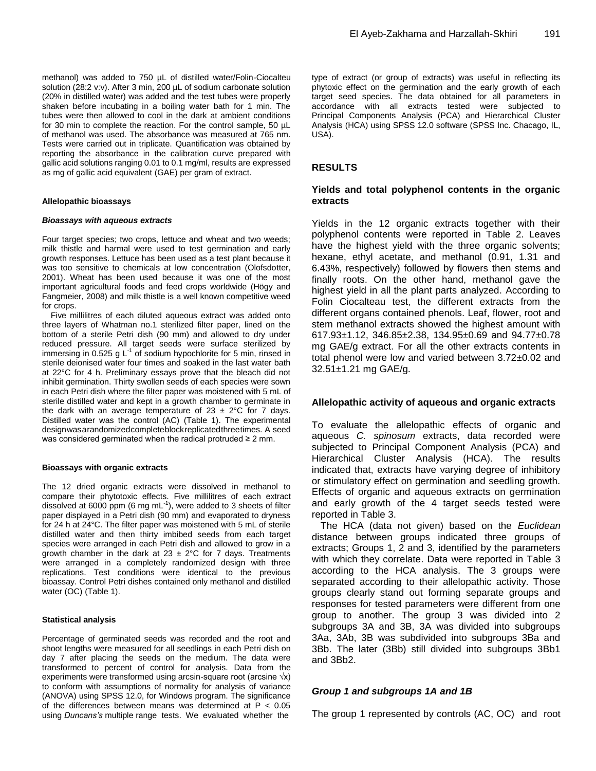methanol) was added to 750 µL of distilled water/Folin-Ciocalteu solution (28:2 v:v). After 3 min, 200 µL of sodium carbonate solution (20% in distilled water) was added and the test tubes were properly shaken before incubating in a boiling water bath for 1 min. The tubes were then allowed to cool in the dark at ambient conditions for 30 min to complete the reaction. For the control sample, 50 µL of methanol was used. The absorbance was measured at 765 nm. Tests were carried out in triplicate. Quantification was obtained by reporting the absorbance in the calibration curve prepared with gallic acid solutions ranging 0.01 to 0.1 mg/ml, results are expressed as mg of gallic acid equivalent (GAE) per gram of extract.

#### Allelopathic bioassays

##### *Bioassays with aqueous extracts*

Four target species; two crops, lettuce and wheat and two weeds; milk thistle and harmal were used to test germination and early growth responses. Lettuce has been used as a test plant because it was too sensitive to chemicals at low concentration (Olofsdotter, 2001). Wheat has been used because it was one of the most important agricultural foods and feed crops worldwide (Högy and Fangmeier, 2008) and milk thistle is a well known competitive weed for crops.

Five millilitres of each diluted aqueous extract was added onto three layers of Whatman no.1 sterilized filter paper, lined on the bottom of a sterile Petri dish (90 mm) and allowed to dry under reduced pressure. All target seeds were surface sterilized by immersing in 0.525 g $L^{-1}$ of sodium hypochlorite for 5 min, rinsed in sterile deionised water four times and soaked in the last water bath at 22°C for 4 h. Preliminary essays prove that the bleach did not inhibit germination. Thirty swollen seeds of each species were sown in each Petri dish where the filter paper was moistened with 5 mL of sterile distilled water and kept in a growth chamber to germinate in the dark with an average temperature of 23 ± 2°C for 7 days. Distilled water was the control (AC) (Table 1). The experimental design was a randomized complete block replicated three times. A seed was considered germinated when the radical protruded ≥ 2 mm.

#### Bioassays with organic extracts

The 12 dried organic extracts were dissolved in methanol to compare their phytotoxic effects. Five millilitres of each extract dissolved at 6000 ppm (6 mg $mL^{-1}$), were added to 3 sheets of filter paper displayed in a Petri dish (90 mm) and evaporated to dryness for 24 h at 24°C. The filter paper was moistened with 5 mL of sterile distilled water and then thirty imbibed seeds from each target species were arranged in each Petri dish and allowed to grow in a growth chamber in the dark at 23 ± 2°C for 7 days. Treatments were arranged in a completely randomized design with three replications. Test conditions were identical to the previous bioassay. Control Petri dishes contained only methanol and distilled water (OC) (Table 1).

#### Statistical analysis

Percentage of germinated seeds was recorded and the root and shoot lengths were measured for all seedlings in each Petri dish on day 7 after placing the seeds on the medium. The data were transformed to percent of control for analysis. Data from the experiments were transformed using arcsin-square root (arcsine $\sqrt{x}$) to conform with assumptions of normality for analysis of variance (ANOVA) using SPSS 12.0, for Windows program. The significance of the differences between means was determined at $P < 0.05$ using *Duncans's* multiple range tests. We evaluated whether the type of extract (or group of extracts) was useful in reflecting its phytoxic effect on the germination and the early growth of each target seed species. The data obtained for all parameters in accordance with all extracts tested were subjected to Principal Components Analysis (PCA) and Hierarchical Cluster Analysis (HCA) using SPSS 12.0 software (SPSS Inc. Chacago, IL, USA).

## RESULTS

### Yields and total polyphenol contents in the organic extracts

Yields in the 12 organic extracts together with their polyphenol contents were reported in Table 2. Leaves have the highest yield with the three organic solvents; hexane, ethyl acetate, and methanol (0.91, 1.31 and 6.43%, respectively) followed by flowers then stems and finally roots. On the other hand, methanol gave the highest yield in all the plant parts analyzed. According to Folin Ciocalteau test, the different extracts from the different organs contained phenols. Leaf, flower, root and stem methanol extracts showed the highest amount with 617.93±1.12, 346.85±2.38, 134.95±0.69 and 94.77±0.78 mg GAE/g extract. For all the other extracts contents in total phenol were low and varied between 3.72±0.02 and 32.51±1.21 mg GAE/g.

### Allelopathic activity of aqueous and organic extracts

To evaluate the allelopathic effects of organic and aqueous *C. spinosum* extracts, data recorded were subjected to Principal Component Analysis (PCA) and Hierarchical Cluster Analysis (HCA). The results indicated that, extracts have varying degree of inhibitory or stimulatory effect on germination and seedling growth. Effects of organic and aqueous extracts on germination and early growth of the 4 target seeds tested were reported in Table 3.

The HCA (data not given) based on the *Euclidean* distance between groups indicated three groups of extracts; Groups 1, 2 and 3, identified by the parameters with which they correlate. Data were reported in Table 3 according to the HCA analysis. The 3 groups were separated according to their allelopathic activity. Those groups clearly stand out forming separate groups and responses for tested parameters were different from one group to another. The group 3 was divided into 2 subgroups 3A and 3B, 3A was divided into subgroups 3Aa, 3Ab, 3B was subdivided into subgroups 3Ba and 3Bb. The later (3Bb) still divided into subgroups 3Bb1 and 3Bb2.

### *Group 1 and subgroups 1A and 1B*

The group 1 represented by controls (AC, OC) and root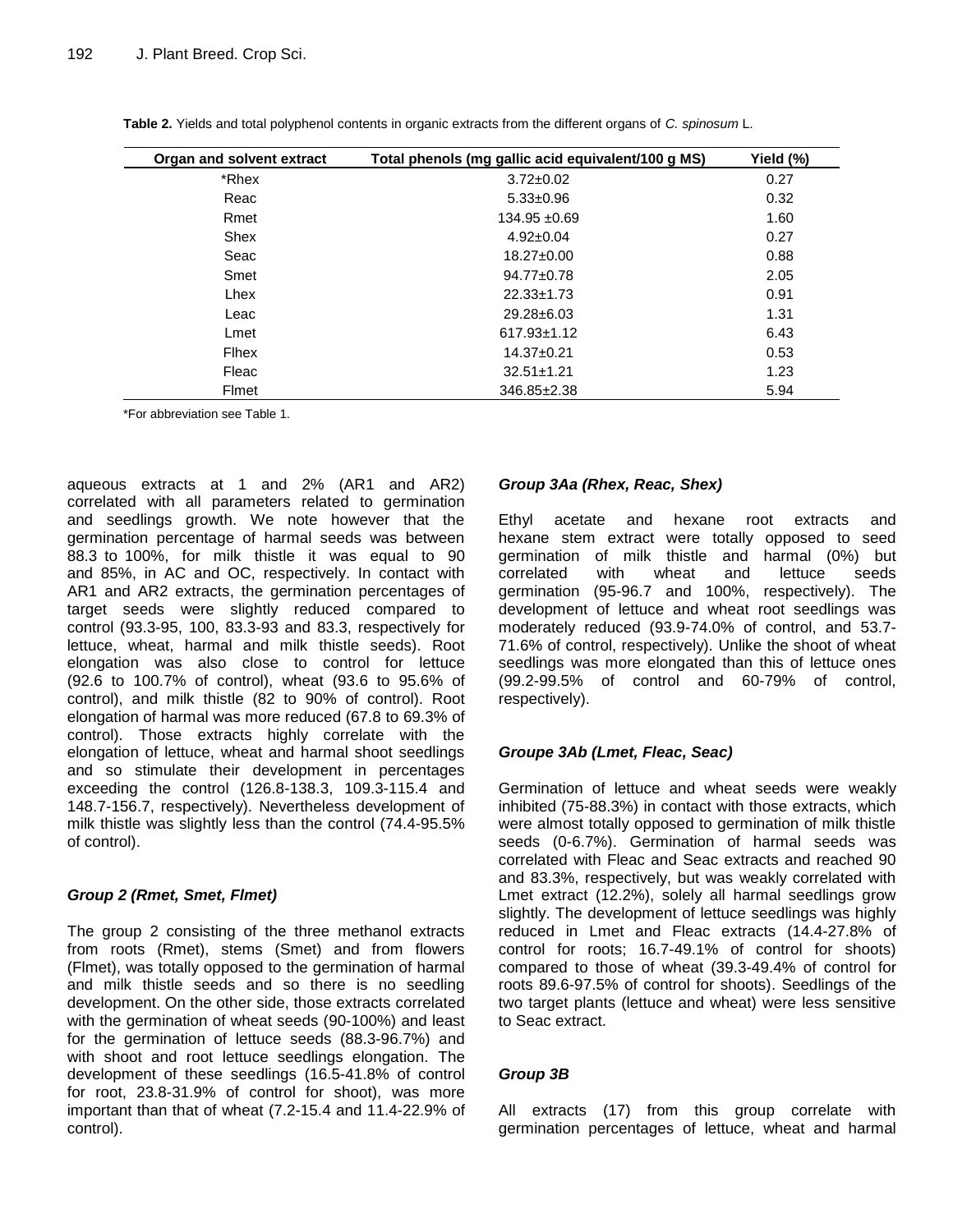**Table 2.** Yields and total polyphenol contents in organic extracts from the different organs of *C. spinosum* L.

| Organ and solvent extract | Total phenols (mg gallic acid equivalent/100 g MS) | Yield (%) |
|---|---|---|
| *Rhex | 3.72±0.02 | 0.27 |
| Reac | 5.33±0.96 | 0.32 |
| Rmet | 134.95 ±0.69 | 1.60 |
| Shex | 4.92±0.04 | 0.27 |
| Seac | 18.27±0.00 | 0.88 |
| Smet | 94.77±0.78 | 2.05 |
| Lhex | 22.33±1.73 | 0.91 |
| Leac | 29.28±6.03 | 1.31 |
| Lmet | 617.93±1.12 | 6.43 |
| Flhex | 14.37±0.21 | 0.53 |
| Fleac | 32.51±1.21 | 1.23 |
| Flmet | 346.85±2.38 | 5.94 |

*For abbreviation see Table 1.

aqueous extracts at 1 and 2% (AR1 and AR2) correlated with all parameters related to germination and seedlings growth. We note however that the germination percentage of harmal seeds was between 88.3 to 100%, for milk thistle it was equal to 90 and 85%, in AC and OC, respectively. In contact with AR1 and AR2 extracts, the germination percentages of target seeds were slightly reduced compared to control (93.3-95, 100, 83.3-93 and 83.3, respectively for lettuce, wheat, harmal and milk thistle seeds). Root elongation was also close to control for lettuce (92.6 to 100.7% of control), wheat (93.6 to 95.6% of control), and milk thistle (82 to 90% of control). Root elongation of harmal was more reduced (67.8 to 69.3% of control). Those extracts highly correlate with the elongation of lettuce, wheat and harmal shoot seedlings and so stimulate their development in percentages exceeding the control (126.8-138.3, 109.3-115.4 and 148.7-156.7, respectively). Nevertheless development of milk thistle was slightly less than the control (74.4-95.5% of control).

### *Group 2 (Rmet, Smet, Flmet)*

The group 2 consisting of the three methanol extracts from roots (Rmet), stems (Smet) and from flowers (Flmet), was totally opposed to the germination of harmal and milk thistle seeds and so there is no seedling development. On the other side, those extracts correlated with the germination of wheat seeds (90-100%) and least for the germination of lettuce seeds (88.3-96.7%) and with shoot and root lettuce seedlings elongation. The development of these seedlings (16.5-41.8% of control for root, 23.8-31.9% of control for shoot), was more important than that of wheat (7.2-15.4 and 11.4-22.9% of control).

### *Group 3Aa (Rhex, Reac, Shex)*

Ethyl acetate and hexane root extracts and hexane stem extract were totally opposed to seed germination of milk thistle and harmal (0%) but correlated with wheat and lettuce seeds germination (95-96.7 and 100%, respectively). The development of lettuce and wheat root seedlings was moderately reduced (93.9-74.0% of control, and 53.7-71.6% of control, respectively). Unlike the shoot of wheat seedlings was more elongated than this of lettuce ones (99.2-99.5% of control and 60-79% of control, respectively).

### *Groupe 3Ab (Lmet, Fleac, Seac)*

Germination of lettuce and wheat seeds were weakly inhibited (75-88.3%) in contact with those extracts, which were almost totally opposed to germination of milk thistle seeds (0-6.7%). Germination of harmal seeds was correlated with Fleac and Seac extracts and reached 90 and 83.3%, respectively, but was weakly correlated with Lmet extract (12.2%), solely all harmal seedlings grow slightly. The development of lettuce seedlings was highly reduced in Lmet and Fleac extracts (14.4-27.8% of control for roots; 16.7-49.1% of control for shoots) compared to those of wheat (39.3-49.4% of control for roots 89.6-97.5% of control for shoots). Seedlings of the two target plants (lettuce and wheat) were less sensitive to Seac extract.

### *Group 3B*

All extracts (17) from this group correlate with germination percentages of lettuce, wheat and harmal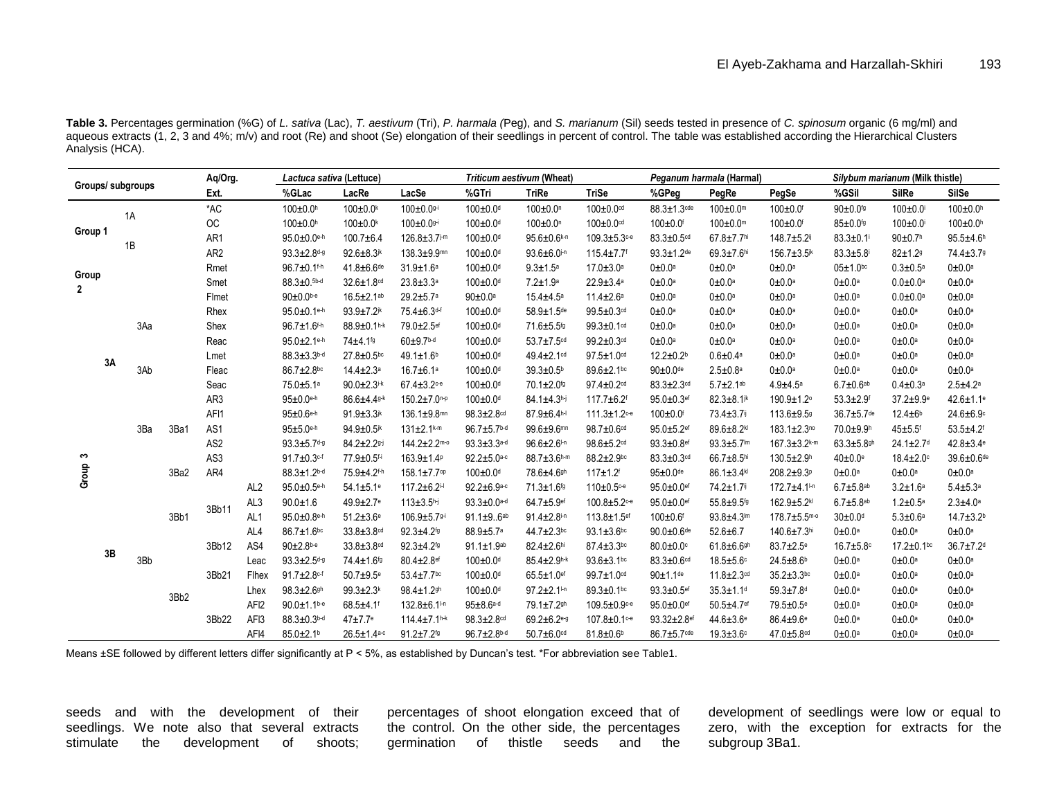**Table 3.** Percentages germination (%G) of *L. sativa* (Lac), *T. aestivum* (Tri), *P. harmala (*Peg), and *S. marianum* (Sil) seeds tested in presence of *C. spinosum* organic (6 mg/ml) and aqueous extracts (1, 2, 3 and 4%; m/v) and root (Re) and shoot (Se) elongation of their seedlings in percent of control. The table was established according the Hierarchical Clusters Analysis (HCA).

| Groups/ subgroups | | | | | Aq/Org. Ext. | | *Lactuca sativa* (Lettuce) | | | *Triticum aestivum* (Wheat) | | | *Peganum harmala* (Harmal) | | | *Silybum marianum* (Milk thistle) | | |
|---|---|---|---|---|---|---|---|---|---|---|---|---|---|---|---|---|---|---|
| | | | | | | | %GLac | LacRe | LacSe | %GTri | TriRe | TriSe | %GPeg | PegRe | PegSe | %GSil | SilRe | SilSe |
| Group 1 | 1A | | | | *AC | | 100±0.0[h] | 100±0.0[k] | 100±0.0[g-i] | 100±0.0[d] | 100±0.0[n] | 100±0.0[cd] | 88.3±1.3[cde] | 100±0.0[m] | 100±0.0[f] | 90±0.0[fg] | 100±0.0[i] | 100±0.0[h] |
| | | | | | OC | | 100±0.0[h] | 100±0.0[k] | 100±0.0[g-i] | 100±0.0[d] | 100±0.0[n] | 100±0.0[cd] | 100±0.0[f] | 100±0.0[m] | 100±0.0[f] | 85±0.0[fg] | 100±0.0[i] | 100±0.0[h] |
| | 1B | | | | AR1 | | 95.0±0.0[e-h] | 100.7±6.4 | 126.8±3.7[j-m] | 100±0.0[d] | 95.6±0.6[k-n] | 109.3±5.3[c-e] | 83.3±0.5[cd] | 67.8±7.7[hi] | 148.7±5.2[ij] | 83.3±0.1[i] | 90±0.7[h] | 95.5±4.6[h] |
| | | | | | AR2 | | 93.3±2.8[d-g] | 92.6±8.3[jk] | 138.3±9.9[mn] | 100±0.0[d] | 93.6±6.0[i-n] | 115.4±7.7[f] | 93.3±1.2[de] | 69.3±7.6[hi] | 156.7±3.5[jk] | 83.3±5.8[i] | 82±1.2[g] | 74.4±3.7[g] |
| Group 2 | | | | | Rmet | | 96.7±0.1[f-h] | 41.8±6.6[de] | 31.9±1.6[a] | 100±0.0[d] | 9.3±1.5[a] | 17.0±3.0[a] | 0±0.0[a] | 0±0.0[a] | 0±0.0[a] | 05±1.0[bc] | 0.3±0.5[a] | 0±0.0[a] |
| | | | | | Smet | | 88.3±0.5[b-d] | 32.6±1.8[cd] | 23.8±3.3[a] | 100±0.0[d] | 7.2±1.9[a] | 22.9±3.4[a] | 0±0.0[a] | 0±0.0[a] | 0±0.0[a] | 0±0.0[a] | 0.0±0.0[a] | 0±0.0[a] |
| | | | | | Flmet | | 90±0.0[b-e] | 16.5±2.1[ab] | 29.2±5.7[a] | 90±0.0[a] | 15.4±4.5[a] | 11.4±2.6[a] | 0±0.0[a] | 0±0.0[a] | 0±0.0[a] | 0±0.0[a] | 0.0±0.0[a] | 0±0.0[a] |
| Group 3 | 3A | 3Aa | | | Rhex | | 95.0±0.1[e-h] | 93.9±7.2[jk] | 75.4±6.3[d-f] | 100±0.0[d] | 58.9±1.5[de] | 99.5±0.3[cd] | 0±0.0[a] | 0±0.0[a] | 0±0.0[a] | 0±0.0[a] | 0±0.0[a] | 0±0.0[a] |
| | | | | | Shex | | 96.7±1.6[f-h] | 88.9±0.1[h-k] | 79.0±2.5[ef] | 100±0.0[d] | 71.6±5.5[fg] | 99.3±0.1[cd] | 0±0.0[a] | 0±0.0[a] | 0±0.0[a] | 0±0.0[a] | 0±0.0[a] | 0±0.0[a] |
| | | | | | Reac | | 95.0±2.1[e-h] | 74±4.1[fg] | 60±9.7[b-d] | 100±0.0[d] | 53.7±7.5[cd] | 99.2±0.3[cd] | 0±0.0[a] | 0±0.0[a] | 0±0.0[a] | 0±0.0[a] | 0±0.0[a] | 0±0.0[a] |
| | | 3Ab | | | Lmet | | 88.3±3.3[b-d] | 27.8±0.5[bc] | 49.1±1.6[b] | 100±0.0[d] | 49.4±2.1[cd] | 97.5±1.0[cd] | 12.2±0.2[b] | 0.6±0.4[a] | 0±0.0[a] | 0±0.0[a] | 0±0.0[a] | 0±0.0[a] |
| | | | | | Fleac | | 86.7±2.8[bc] | 14.4±2.3[a] | 16.7±6.1[a] | 100±0.0[d] | 39.3±0.5[b] | 89.6±2.1[bc] | 90±0.0[de] | 2.5±0.8[a] | 0±0.0[a] | 0±0.0[a] | 0±0.0[a] | 0±0.0[a] |
| | | | | | Seac | | 75.0±5.1[a] | 90.0±2.3[i-k] | 67.4±3.2[c-e] | 100±0.0[d] | 70.1±2.0[fg] | 97.4±0.2[cd] | 83.3±2.3[cd] | 5.7±2.1[ab] | 4.9±4.5[a] | 6.7±0.6[ab] | 0.4±0.3[a] | 2.5±4.2[a] |
| | 3B | 3Ba | 3Ba1 | | AR3 | | 95±0.0[e-h] | 86.6±4.4[g-k] | 150.2±7.0[n-p] | 100±0.0[d] | 84.1±4.3[h-j] | 117.7±6.2[f] | 95.0±0.3[ef] | 82.3±8.1[jk] | 190.9±1.2[o] | 53.3±2.9[f] | 37.2±9.9[e] | 42.6±1.1[e] |
| | | | | | AFl1 | | 95±0.6[e-h] | 91.9±3.3[jk] | 136.1±9.8[mn] | 98.3±2.8[cd] | 87.9±6.4[h-l] | 111.3±1.2[c-e] | 100±0.0[f] | 73.4±3.7[ij] | 113.6±9.5[g] | 36.7±5.7[de] | 12.4±6[b] | 24.6±6.9[c] |
| | | | | | AS1 | | 95±5.0[e-h] | 94.9±0.5[jk] | 131±2.1[k-m] | 96.7±5.7[b-d] | 99.6±9.6[mn] | 98.7±0.6[cd] | 95.0±5.2[ef] | 89.6±8.2[kl] | 183.1±2.3[no] | 70.0±9.9[h] | 45±5.5[f] | 53.5±4.2[f] |
| | | | | | AS2 | | 93.3±5.7[d-g] | 84.2±2.2[g-j] | 144.2±2.2[m-o] | 93.3±3.3[a-d] | 96.6±2.6[l-n] | 98.6±5.2[cd] | 93.3±0.8[ef] | 93.3±5.7[lm] | 167.3±3.2[k-m] | 63.3±5.8[gh] | 24.1±2.7[d] | 42.8±3.4[e] |
| | | | | | AS3 | | 91.7±0.3[c-f] | 77.9±0.5[f-i] | 163.9±1.4[p] | 92.2±5.0[a-c] | 88.7±3.6[h-m] | 88.2±2.9[bc] | 83.3±0.3[cd] | 66.7±8.5[hi] | 130.5±2.9[h] | 40±0.0[e] | 18.4±2.0[c] | 39.6±0.6[de] |
| | | | 3Ba2 | | AR4 | | 88.3±1.2[b-d] | 75.9±4.2[f-h] | 158.1±7.7[op] | 100±0.0[d] | 78.6±4.6[gh] | 117±1.2[f] | 95±0.0[de] | 86.1±3.4[kl] | 208.2±9.3[p] | 0±0.0[a] | 0±0.0[a] | 0±0.0[a] |
| | | 3Bb | 3Bb1 | 3Bb11 | | AL2 | 95.0±0.5[e-h] | 54.1±5.1[e] | 117.2±6.2[i-l] | 92.2±6.9[a-c] | 71.3±1.6[fg] | 110±0.5[c-e] | 95.0±0.0[ef] | 74.2±1.7[ij] | 172.7±4.1[l-n] | 6.7±5.8[ab] | 3.2±1.6[a] | 5.4±5.3[a] |
| | | | | | | AL3 | 90.0±1.6 | 49.9±2.7[e] | 113±3.5[h-j] | 93.3±0.0[a-d] | 64.7±5.9[ef] | 100.8±5.2[c-e] | 95.0±0.0[ef] | 55.8±9.5[fg] | 162.9±5.2[kl] | 6.7±5.8[ab] | 1.2±0.5[a] | 2.3±4.0[a] |
| | | | | | | AL1 | 95.0±0.8[e-h] | 51.2±3.6[e] | 106.9±5.7[g-i] | 91.1±9.6[ab] | 91.4±2.8[i-n] | 113.8±1.5[ef] | 100±0.6[f] | 93.8±4.3[m] | 178.7±5.5[m-o] | 30±0.0[d] | 5.3±0.6[a] | 14.7±3.2[b] |
| | | | | | | AL4 | 86.7±1.6[bc] | 33.8±3.8[cd] | 92.3±4.2[fg] | 88.9±5.7[a] | 44.7±2.3[bc] | 93.1±3.6[bc] | 90.0±0.6[de] | 52.6±6.7 | 140.6±7.3[hi] | 0±0.0[a] | 0±0.0[a] | 0±0.0[a] |
| | | | | 3Bb12 | | AS4 | 90±2.8[b-e] | 33.8±3.8[cd] | 92.3±4.2[fg] | 91.1±1.9[ab] | 82.4±2.6[hi] | 87.4±3.3[bc] | 80.0±0.0[c] | 61.8±6.6[gh] | 83.7±2.5[e] | 16.7±5.8[c] | 17.2±0.1[bc] | 36.7±7.2[d] |
| | | | 3Bb2 | 3Bb21 | | Leac | 93.3±2.5[d-g] | 74.4±1.6[fg] | 80.4±2.8[ef] | 100±0.0[d] | 85.4±2.9[h-k] | 93.6±3.1[bc] | 83.3±0.6[cd] | 18.5±5.6[c] | 24.5±8.6[b] | 0±0.0[a] | 0±0.0[a] | 0±0.0[a] |
| | | | | | | Flhex | 91.7±2.8[c-f] | 50.7±9.5[e] | 53.4±7.7[bc] | 100±0.0[d] | 65.5±1.0[ef] | 99.7±1.0[cd] | 90±1.1[de] | 11.8±2.3[cd] | 35.2±3.3[bc] | 0±0.0[a] | 0±0.0[a] | 0±0.0[a] |
| | | | | | | Lhex | 98.3±2.6[gh] | 99.3±2.3[k] | 98.4±1.2[gh] | 100±0.0[d] | 97.2±2.1[l-n] | 89.3±0.1[bc] | 93.3±0.5[ef] | 35.3±1.1[d] | 59.3±7.8[d] | 0±0.0[a] | 0±0.0[a] | 0±0.0[a] |
| | | | | | | AFl2 | 90.0±1.1[b-e] | 68.5±4.1[f] | 132.8±6.1[l-n] | 95±8.6[a-d] | 79.1±7.2[gh] | 109.5±0.9[c-e] | 95.0±0.0[ef] | 50.5±4.7[ef] | 79.5±0.5[e] | 0±0.0[a] | 0±0.0[a] | 0±0.0[a] |
| | | | | 3Bb22 | | AFl3 | 88.3±0.3[b-d] | 47±7.7[e] | 114.4±7.1[h-k] | 98.3±2.8[cd] | 69.2±6.2[e-g] | 107.8±0.1[c-e] | 93.32±2.8[ef] | 44.6±3.6[e] | 86.4±9.6[e] | 0±0.0[a] | 0±0.0[a] | 0±0.0[a] |
| | | | | | | AFl4 | 85.0±2.1[b] | 26.5±1.4[a-c] | 91.2±7.2[fg] | 96.7±2.8[b-d] | 50.7±6.0[cd] | 81.8±0.6[b] | 86.7±5.7[cde] | 19.3±3.6[c] | 47.0±5.8[cd] | 0±0.0[a] | 0±0.0[a] | 0±0.0[a] |

Means ±SE followed by different letters differ significantly at P < 5%, as established by Duncan's test. *For abbreviation see Table1.

seeds and with the development of their seedlings. We note also that several extracts stimulate the development of shoots; percentages of shoot elongation exceed that of the control. On the other side, the percentages germination of thistle seeds and the development of seedlings were low or equal to zero, with the exception for extracts for the subgroup 3Ba1.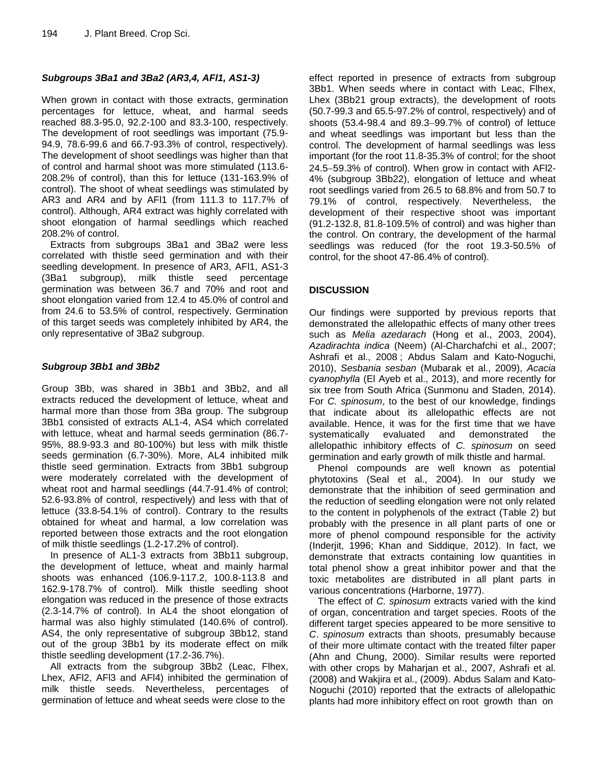### *Subgroups 3Ba1 and 3Ba2 (AR3,4, AFl1, AS1-3)*

When grown in contact with those extracts, germination percentages for lettuce, wheat, and harmal seeds reached 88.3-95.0, 92.2-100 and 83.3-100, respectively. The development of root seedlings was important (75.9-94.9, 78.6-99.6 and 66.7-93.3% of control, respectively). The development of shoot seedlings was higher than that of control and harmal shoot was more stimulated (113.6-208.2% of control), than this for lettuce (131-163.9% of control). The shoot of wheat seedlings was stimulated by AR3 and AR4 and by AFl1 (from 111.3 to 117.7% of control). Although, AR4 extract was highly correlated with shoot elongation of harmal seedlings which reached 208.2% of control.

Extracts from subgroups 3Ba1 and 3Ba2 were less correlated with thistle seed germination and with their seedling development. In presence of AR3, AFl1, AS1-3 (3Ba1 subgroup), milk thistle seed percentage germination was between 36.7 and 70% and root and shoot elongation varied from 12.4 to 45.0% of control and from 24.6 to 53.5% of control, respectively. Germination of this target seeds was completely inhibited by AR4, the only representative of 3Ba2 subgroup.

### *Subgroup 3Bb1 and 3Bb2*

Group 3Bb, was shared in 3Bb1 and 3Bb2, and all extracts reduced the development of lettuce, wheat and harmal more than those from 3Ba group. The subgroup 3Bb1 consisted of extracts AL1-4, AS4 which correlated with lettuce, wheat and harmal seeds germination (86.7-95%, 88.9-93.3 and 80-100%) but less with milk thistle seeds germination (6.7-30%). More, AL4 inhibited milk thistle seed germination. Extracts from 3Bb1 subgroup were moderately correlated with the development of wheat root and harmal seedlings (44.7-91.4% of control; 52.6-93.8% of control, respectively) and less with that of lettuce (33.8-54.1% of control). Contrary to the results obtained for wheat and harmal, a low correlation was reported between those extracts and the root elongation of milk thistle seedlings (1.2-17.2% of control).

In presence of AL1-3 extracts from 3Bb11 subgroup, the development of lettuce, wheat and mainly harmal shoots was enhanced (106.9-117.2, 100.8-113.8 and 162.9-178.7% of control). Milk thistle seedling shoot elongation was reduced in the presence of those extracts (2.3-14.7% of control). In AL4 the shoot elongation of harmal was also highly stimulated (140.6% of control). AS4, the only representative of subgroup 3Bb12, stand out of the group 3Bb1 by its moderate effect on milk thistle seedling development (17.2-36.7%).

All extracts from the subgroup 3Bb2 (Leac, Flhex, Lhex, AFl2, AFl3 and AFl4) inhibited the germination of milk thistle seeds. Nevertheless, percentages of germination of lettuce and wheat seeds were close to the effect reported in presence of extracts from subgroup 3Bb1. When seeds where in contact with Leac, Flhex, Lhex (3Bb21 group extracts), the development of roots (50.7-99.3 and 65.5-97.2% of control, respectively) and of shoots (53.4-98.4 and 89.3–99.7% of control) of lettuce and wheat seedlings was important but less than the control. The development of harmal seedlings was less important (for the root 11.8-35.3% of control; for the shoot 24.5–59.3% of control). When grow in contact with AFl2-4% (subgroup 3Bb22), elongation of lettuce and wheat root seedlings varied from 26.5 to 68.8% and from 50.7 to 79.1% of control, respectively. Nevertheless, the development of their respective shoot was important (91.2-132.8, 81.8-109.5% of control) and was higher than the control. On contrary, the development of the harmal seedlings was reduced (for the root 19.3-50.5% of control, for the shoot 47-86.4% of control).

## DISCUSSION

Our findings were supported by previous reports that demonstrated the allelopathic effects of many other trees such as *Melia azedarach* (Hong et al., 2003, 2004), *Azadirachta indica* (Neem) (Al-Charchafchi et al., 2007; Ashrafi et al., 2008 ; Abdus Salam and Kato-Noguchi, 2010), *Sesbania sesban* (Mubarak et al., 2009), *Acacia cyanophylla* (El Ayeb et al., 2013), and more recently for six tree from South Africa (Sunmonu and Staden, 2014). For *C. spinosum*, to the best of our knowledge, findings that indicate about its allelopathic effects are not available. Hence, it was for the first time that we have systematically evaluated and demonstrated the allelopathic inhibitory effects of *C. spinosum* on seed germination and early growth of milk thistle and harmal.

Phenol compounds are well known as potential phytotoxins (Seal et al., 2004). In our study we demonstrate that the inhibition of seed germination and the reduction of seedling elongation were not only related to the content in polyphenols of the extract (Table 2) but probably with the presence in all plant parts of one or more of phenol compound responsible for the activity (Inderjit, 1996; Khan and Siddique, 2012). In fact, we demonstrate that extracts containing low quantities in total phenol show a great inhibitor power and that the toxic metabolites are distributed in all plant parts in various concentrations (Harborne, 1977).

The effect of *C. spinosum* extracts varied with the kind of organ, concentration and target species. Roots of the different target species appeared to be more sensitive to *C. spinosum* extracts than shoots, presumably because of their more ultimate contact with the treated filter paper (Ahn and Chung, 2000). Similar results were reported with other crops by Maharjan et al., 2007, Ashrafi et al. (2008) and Wakjira et al., (2009). Abdus Salam and Kato-Noguchi (2010) reported that the extracts of allelopathic plants had more inhibitory effect on root growth than on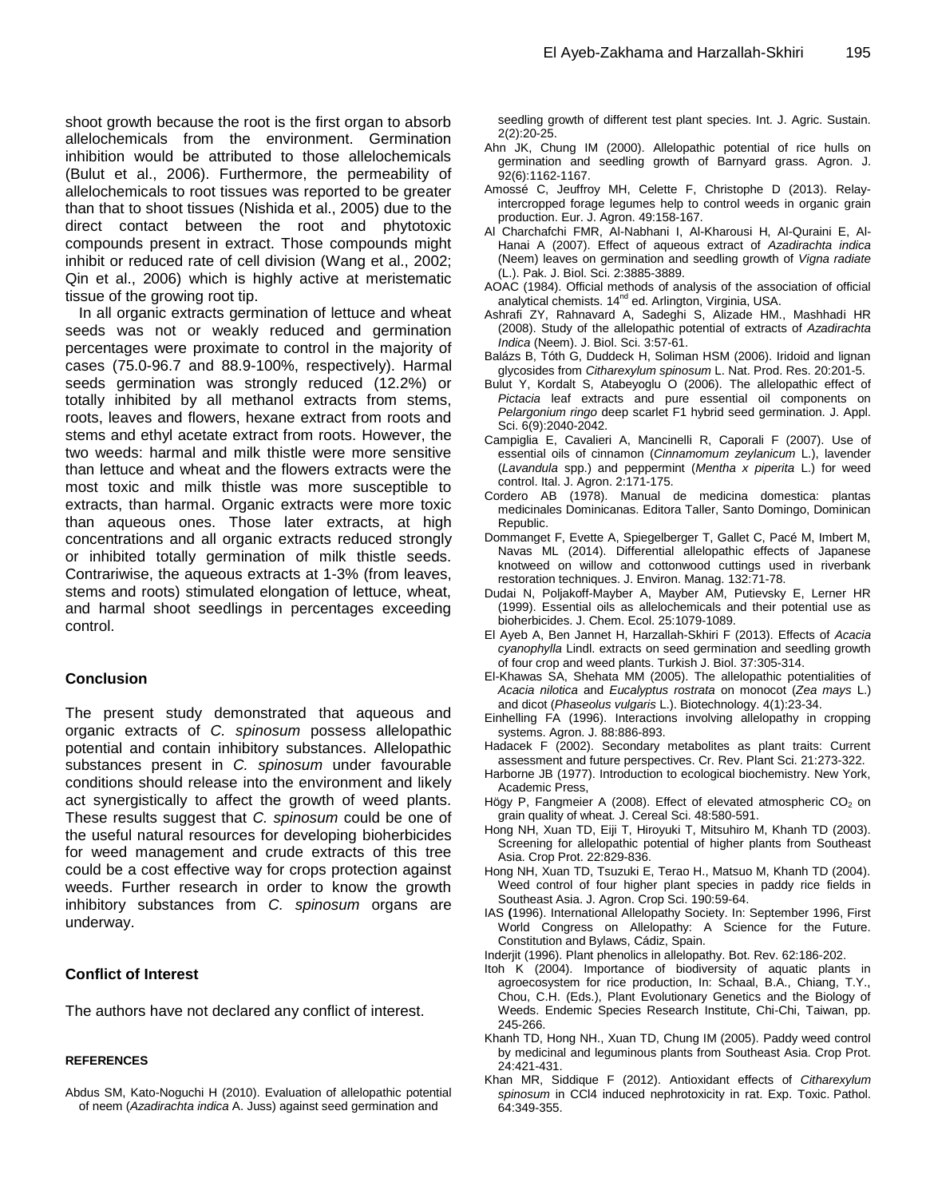shoot growth because the root is the first organ to absorb allelochemicals from the environment. Germination inhibition would be attributed to those allelochemicals (Bulut et al., 2006). Furthermore, the permeability of allelochemicals to root tissues was reported to be greater than that to shoot tissues (Nishida et al., 2005) due to the direct contact between the root and phytotoxic compounds present in extract. Those compounds might inhibit or reduced rate of cell division (Wang et al., 2002; Qin et al., 2006) which is highly active at meristematic tissue of the growing root tip.

In all organic extracts germination of lettuce and wheat seeds was not or weakly reduced and germination percentages were proximate to control in the majority of cases (75.0-96.7 and 88.9-100%, respectively). Harmal seeds germination was strongly reduced (12.2%) or totally inhibited by all methanol extracts from stems, roots, leaves and flowers, hexane extract from roots and stems and ethyl acetate extract from roots. However, the two weeds: harmal and milk thistle were more sensitive than lettuce and wheat and the flowers extracts were the most toxic and milk thistle was more susceptible to extracts, than harmal. Organic extracts were more toxic than aqueous ones. Those later extracts, at high concentrations and all organic extracts reduced strongly or inhibited totally germination of milk thistle seeds. Contrariwise, the aqueous extracts at 1-3% (from leaves, stems and roots) stimulated elongation of lettuce, wheat, and harmal shoot seedlings in percentages exceeding control.

## Conclusion

The present study demonstrated that aqueous and organic extracts of *C. spinosum* possess allelopathic potential and contain inhibitory substances. Allelopathic substances present in *C. spinosum* under favourable conditions should release into the environment and likely act synergistically to affect the growth of weed plants. These results suggest that *C. spinosum* could be one of the useful natural resources for developing bioherbicides for weed management and crude extracts of this tree could be a cost effective way for crops protection against weeds. Further research in order to know the growth inhibitory substances from *C. spinosum* organs are underway.

## Conflict of Interest

The authors have not declared any conflict of interest.

## REFERENCES

Abdus SM, Kato-Noguchi H (2010). Evaluation of allelopathic potential of neem (*Azadirachta indica* A. Juss) against seed germination and seedling growth of different test plant species. Int. J. Agric. Sustain. 2(2):20-25.

Ahn JK, Chung IM (2000). Allelopathic potential of rice hulls on germination and seedling growth of Barnyard grass. Agron. J. 92(6):1162-1167.

Amossé C, Jeuffroy MH, Celette F, Christophe D (2013). Relay-intercropped forage legumes help to control weeds in organic grain production. Eur. J. Agron. 49:158-167.

Al Charchafchi FMR, Al-Nabhani I, Al-Kharousi H, Al-Quraini E, Al-Hanai A (2007). Effect of aqueous extract of *Azadirachta indica* (Neem) leaves on germination and seedling growth of *Vigna radiate* (L.). Pak. J. Biol. Sci. 2:3885-3889.

AOAC (1984). Official methods of analysis of the association of official analytical chemists. 14nd ed. Arlington, Virginia, USA.

Ashrafi ZY, Rahnavard A, Sadeghi S, Alizade HM., Mashhadi HR (2008). Study of the allelopathic potential of extracts of *Azadirachta Indica* (Neem). J. Biol. Sci. 3:57-61.

Balázs B, Tóth G, Duddeck H, Soliman HSM (2006). Iridoid and lignan glycosides from *Citharexylum spinosum* L. Nat. Prod. Res. 20:201-5.

Bulut Y, Kordalt S, Atabeyoglu O (2006). The allelopathic effect of *Pictacia* leaf extracts and pure essential oil components on *Pelargonium ringo* deep scarlet F1 hybrid seed germination. J. Appl. Sci. 6(9):2040-2042.

Campiglia E, Cavalieri A, Mancinelli R, Caporali F (2007). Use of essential oils of cinnamon (*Cinnamomum zeylanicum* L.), lavender (*Lavandula* spp.) and peppermint (*Mentha x piperita* L.) for weed control. Ital. J. Agron. 2:171-175.

Cordero AB (1978). Manual de medicina domestica: plantas medicinales Dominicanas. Editora Taller, Santo Domingo, Dominican Republic.

Dommanget F, Evette A, Spiegelberger T, Gallet C, Pacé M, Imbert M, Navas ML (2014). Differential allelopathic effects of Japanese knotweed on willow and cottonwood cuttings used in riverbank restoration techniques. J. Environ. Manag. 132:71-78.

Dudai N, Poljakoff-Mayber A, Mayber AM, Putievsky E, Lerner HR (1999). Essential oils as allelochemicals and their potential use as bioherbicides. J. Chem. Ecol. 25:1079-1089.

El Ayeb A, Ben Jannet H, Harzallah-Skhiri F (2013). Effects of *Acacia cyanophylla* Lindl. extracts on seed germination and seedling growth of four crop and weed plants. Turkish J. Biol. 37:305-314.

El-Khawas SA, Shehata MM (2005). The allelopathic potentialities of *Acacia nilotica* and *Eucalyptus rostrata* on monocot (*Zea mays* L.) and dicot (*Phaseolus vulgaris* L.). Biotechnology. 4(1):23-34.

Einhelling FA (1996). Interactions involving allelopathy in cropping systems. Agron. J. 88:886-893.

Hadacek F (2002). Secondary metabolites as plant traits: Current assessment and future perspectives. Cr. Rev. Plant Sci. 21:273-322.

Harborne JB (1977). Introduction to ecological biochemistry. New York, Academic Press,

Högy P, Fangmeier A (2008). Effect of elevated atmospheric $CO_2$ on grain quality of wheat. J. Cereal Sci. 48:580-591.

Hong NH, Xuan TD, Eiji T, Hiroyuki T, Mitsuhiro M, Khanh TD (2003). Screening for allelopathic potential of higher plants from Southeast Asia. Crop Prot. 22:829-836.

Hong NH, Xuan TD, Tsuzuki E, Terao H., Matsuo M, Khanh TD (2004). Weed control of four higher plant species in paddy rice fields in Southeast Asia. J. Agron. Crop Sci. 190:59-64.

IAS **(**1996). International Allelopathy Society. In: September 1996, First World Congress on Allelopathy: A Science for the Future. Constitution and Bylaws, Cádiz, Spain.

Inderjit (1996). Plant phenolics in allelopathy. Bot. Rev. 62:186-202.

Itoh K (2004). Importance of biodiversity of aquatic plants in agroecosystem for rice production, In: Schaal, B.A., Chiang, T.Y., Chou, C.H. (Eds.), Plant Evolutionary Genetics and the Biology of Weeds. Endemic Species Research Institute, Chi-Chi, Taiwan, pp. 245-266.

Khanh TD, Hong NH., Xuan TD, Chung IM (2005). Paddy weed control by medicinal and leguminous plants from Southeast Asia. Crop Prot. 24:421-431.

Khan MR, Siddique F (2012). Antioxidant effects of *Citharexylum spinosum* in CCl4 induced nephrotoxicity in rat. Exp. Toxic. Pathol. 64:349-355.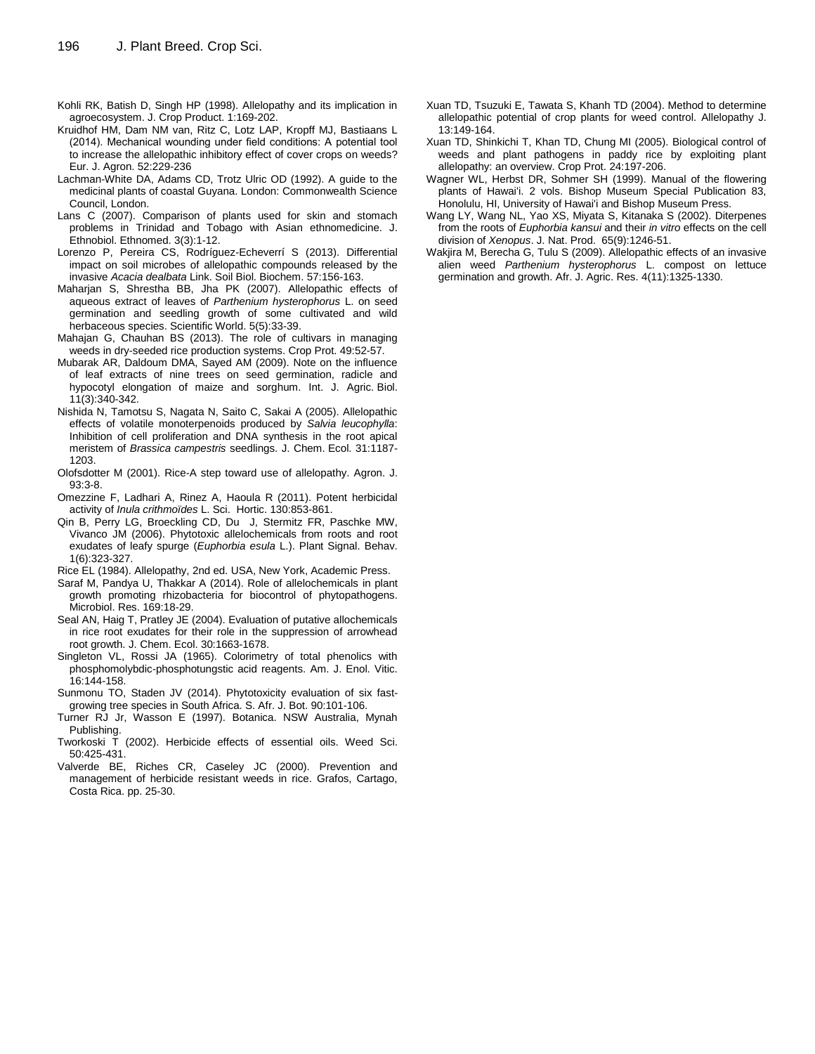Kohli RK, Batish D, Singh HP (1998). Allelopathy and its implication in agroecosystem. J. Crop Product. 1:169-202.

Kruidhof HM, Dam NM van, Ritz C, Lotz LAP, Kropff MJ, Bastiaans L (2014). Mechanical wounding under field conditions: A potential tool to increase the allelopathic inhibitory effect of cover crops on weeds? Eur. J. Agron. 52:229-236

Lachman-White DA, Adams CD, Trotz Ulric OD (1992). A guide to the medicinal plants of coastal Guyana. London: Commonwealth Science Council, London.

Lans C (2007). Comparison of plants used for skin and stomach problems in Trinidad and Tobago with Asian ethnomedicine. J. Ethnobiol. Ethnomed. 3(3):1-12.

Lorenzo P, Pereira CS, Rodríguez-Echeverrí S (2013). Differential impact on soil microbes of allelopathic compounds released by the invasive *Acacia dealbata* Link. Soil Biol. Biochem. 57:156-163.

Maharjan S, Shrestha BB, Jha PK (2007). Allelopathic effects of aqueous extract of leaves of *Parthenium hysterophorus* L. on seed germination and seedling growth of some cultivated and wild herbaceous species. Scientific World. 5(5):33-39.

Mahajan G, Chauhan BS (2013). The role of cultivars in managing weeds in dry-seeded rice production systems. Crop Prot. 49:52-57.

Mubarak AR, Daldoum DMA, Sayed AM (2009). Note on the influence of leaf extracts of nine trees on seed germination, radicle and hypocotyl elongation of maize and sorghum. Int. J. Agric. Biol. 11(3):340-342.

Nishida N, Tamotsu S, Nagata N, Saito C, Sakai A (2005). Allelopathic effects of volatile monoterpenoids produced by *Salvia leucophylla*: Inhibition of cell proliferation and DNA synthesis in the root apical meristem of *Brassica campestris* seedlings. J. Chem. Ecol. 31:1187-1203.

Olofsdotter M (2001). Rice-A step toward use of allelopathy. Agron. J. 93:3-8.

Omezzine F, Ladhari A, Rinez A, Haoula R (2011). Potent herbicidal activity of *Inula crithmoïdes* L. Sci. Hortic. 130:853-861.

Qin B, Perry LG, Broeckling CD, Du J, Stermitz FR, Paschke MW, Vivanco JM (2006). Phytotoxic allelochemicals from roots and root exudates of leafy spurge (*Euphorbia esula* L.). Plant Signal. Behav. 1(6):323-327.

Rice EL (1984). Allelopathy, 2nd ed. USA, New York, Academic Press.

Saraf M, Pandya U, Thakkar A (2014). Role of allelochemicals in plant growth promoting rhizobacteria for biocontrol of phytopathogens. Microbiol. Res. 169:18-29.

Seal AN, Haig T, Pratley JE (2004). Evaluation of putative allochemicals in rice root exudates for their role in the suppression of arrowhead root growth. J. Chem. Ecol. 30:1663-1678.

Singleton VL, Rossi JA (1965). Colorimetry of total phenolics with phosphomolybdic-phosphotungstic acid reagents. Am. J. Enol. Vitic. 16:144-158.

Sunmonu TO, Staden JV (2014). Phytotoxicity evaluation of six fast-growing tree species in South Africa. S. Afr. J. Bot. 90:101-106.

Turner RJ Jr, Wasson E (1997). Botanica. NSW Australia, Mynah Publishing.

Tworkoski T (2002). Herbicide effects of essential oils. Weed Sci. 50:425-431.

Valverde BE, Riches CR, Caseley JC (2000). Prevention and management of herbicide resistant weeds in rice. Grafos, Cartago, Costa Rica. pp. 25-30.

Xuan TD, Tsuzuki E, Tawata S, Khanh TD (2004). Method to determine allelopathic potential of crop plants for weed control. Allelopathy J. 13:149-164.

Xuan TD, Shinkichi T, Khan TD, Chung MI (2005). Biological control of weeds and plant pathogens in paddy rice by exploiting plant allelopathy: an overview. Crop Prot. 24:197-206.

Wagner WL, Herbst DR, Sohmer SH (1999). Manual of the flowering plants of Hawai'i. 2 vols. Bishop Museum Special Publication 83, Honolulu, HI, University of Hawai'i and Bishop Museum Press.

Wang LY, Wang NL, Yao XS, Miyata S, Kitanaka S (2002). Diterpenes from the roots of *Euphorbia kansui* and their *in vitro* effects on the cell division of *Xenopus*. J. Nat. Prod. 65(9):1246-51.

Wakjira M, Berecha G, Tulu S (2009). Allelopathic effects of an invasive alien weed *Parthenium hysterophorus* L. compost on lettuce germination and growth. Afr. J. Agric. Res. 4(11):1325-1330.